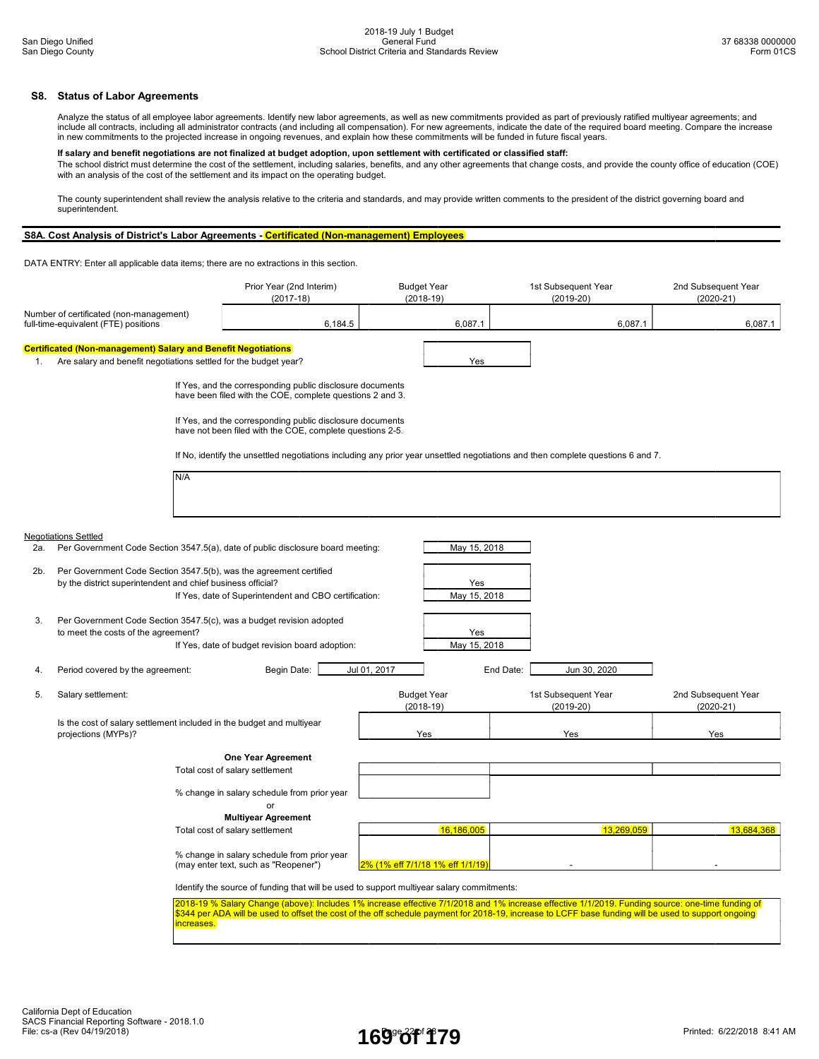## S8. Status of Labor Agreements

Analyze the status of all employee labor agreements. Identify new labor agreements, as well as new commitments provided as part of previously ratified multiyear agreements; and include all contracts, including all administrator contracts (and including all compensation). For new agreements, indicate the date of the required board meeting. Compare the increase in new commitments to the projected increase in ongoing revenues, and explain how these commitments will be funded in future fiscal years.

**If salary and benefit negotiations are not finalized at budget adoption, upon settlement with certificated or classified staff:**
The school district must determine the cost of the settlement, including salaries, benefits, and any other agreements that change costs, and provide the county office of education (COE) with an analysis of the cost of the settlement and its impact on the operating budget.

The county superintendent shall review the analysis relative to the criteria and standards, and may provide written comments to the president of the district governing board and superintendent.

### S8A. Cost Analysis of District's Labor Agreements - Certificated (Non-management) Employees

DATA ENTRY: Enter all applicable data items; there are no extractions in this section.

| | Prior Year (2nd Interim) (2017-18) | Budget Year (2018-19) | 1st Subsequent Year (2019-20) | 2nd Subsequent Year (2020-21) |
|---|---|---|---|---|
| Number of certificated (non-management) full-time-equivalent (FTE) positions | 6,184.5 | 6,087.1 | 6,087.1 | 6,087.1 |

**Certificated (Non-management) Salary and Benefit Negotiations**

1. Are salary and benefit negotiations settled for the budget year? **Yes**

If Yes, and the corresponding public disclosure documents have been filed with the COE, complete questions 2 and 3.

If Yes, and the corresponding public disclosure documents have not been filed with the COE, complete questions 2-5.

If No, identify the unsettled negotiations including any prior year unsettled negotiations and then complete questions 6 and 7.

N/A

Negotiations Settled

2a. Per Government Code Section 3547.5(a), date of public disclosure board meeting: **May 15, 2018**

2b. Per Government Code Section 3547.5(b), was the agreement certified by the district superintendent and chief business official? **Yes**
If Yes, date of Superintendent and CBO certification: **May 15, 2018**

3. Per Government Code Section 3547.5(c), was a budget revision adopted to meet the costs of the agreement? **Yes**
If Yes, date of budget revision board adoption: **May 15, 2018**

4. Period covered by the agreement: Begin Date: **Jul 01, 2017** End Date: **Jun 30, 2020**

5. Salary settlement:

| | Budget Year (2018-19) | 1st Subsequent Year (2019-20) | 2nd Subsequent Year (2020-21) |
|---|---|---|---|
| Is the cost of salary settlement included in the budget and multiyear projections (MYPs)? | Yes | Yes | Yes |
| **One Year Agreement** | | | |
| Total cost of salary settlement | | | |
| % change in salary schedule from prior year | | | |
| or | | | |
| **Multiyear Agreement** | | | |
| Total cost of salary settlement | 16,186,005 | 13,269,059 | 13,684,368 |
| % change in salary schedule from prior year (may enter text, such as "Reopener") | 2% (1% eff 7/1/18 1% eff 1/1/19) | - | - |

Identify the source of funding that will be used to support multiyear salary commitments:

2018-19 % Salary Change (above): Includes 1% increase effective 7/1/2018 and 1% increase effective 1/1/2019. Funding source: one-time funding of $344 per ADA will be used to offset the cost of the off schedule payment for 2018-19, increase to LCFF base funding will be used to support ongoing increases.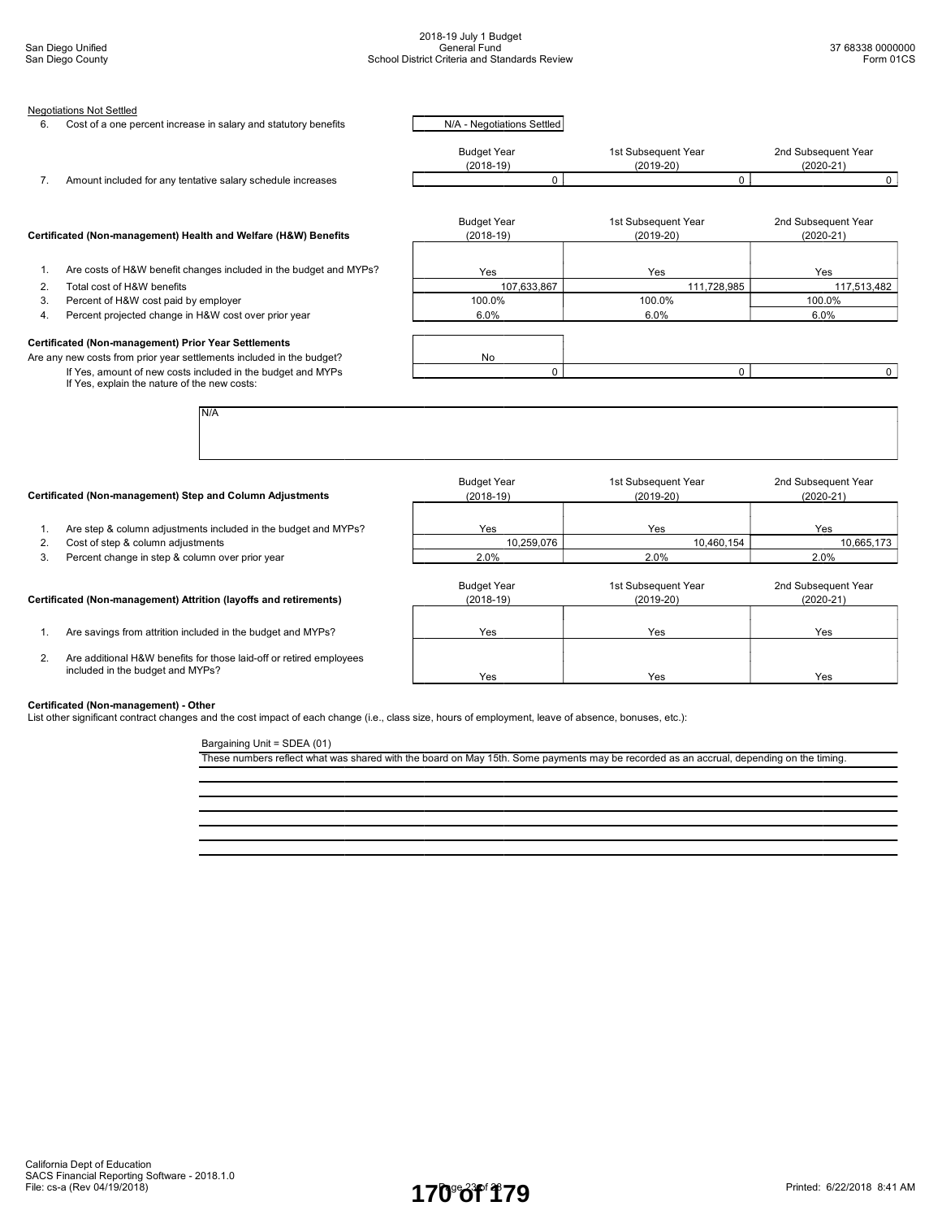Negotiations Not Settled

| | | | | |
|---|---|---|---|---|
| 6. | Cost of a one percent increase in salary and statutory benefits | N/A - Negotiations Settled | | |
| | | Budget Year (2018-19) | 1st Subsequent Year (2019-20) | 2nd Subsequent Year (2020-21) |
| 7. | Amount included for any tentative salary schedule increases | 0 | 0 | 0 |

| Certificated (Non-management) Health and Welfare (H&W) Benefits | | Budget Year (2018-19) | 1st Subsequent Year (2019-20) | 2nd Subsequent Year (2020-21) |
|---|---|---|---|---|
| 1. | Are costs of H&W benefit changes included in the budget and MYPs? | Yes | Yes | Yes |
| 2. | Total cost of H&W benefits | 107,633,867 | 111,728,985 | 117,513,482 |
| 3. | Percent of H&W cost paid by employer | 100.0% | 100.0% | 100.0% |
| 4. | Percent projected change in H&W cost over prior year | 6.0% | 6.0% | 6.0% |

**Certificated (Non-management) Prior Year Settlements**

| | Budget Year | 1st Subsequent Year | 2nd Subsequent Year |
|---|---|---|---|
| Are any new costs from prior year settlements included in the budget? | No | | |
| If Yes, amount of new costs included in the budget and MYPs | 0 | 0 | 0 |

If Yes, explain the nature of the new costs:

N/A

| Certificated (Non-management) Step and Column Adjustments | | Budget Year (2018-19) | 1st Subsequent Year (2019-20) | 2nd Subsequent Year (2020-21) |
|---|---|---|---|---|
| 1. | Are step & column adjustments included in the budget and MYPs? | Yes | Yes | Yes |
| 2. | Cost of step & column adjustments | 10,259,076 | 10,460,154 | 10,665,173 |
| 3. | Percent change in step & column over prior year | 2.0% | 2.0% | 2.0% |

| Certificated (Non-management) Attrition (layoffs and retirements) | | Budget Year (2018-19) | 1st Subsequent Year (2019-20) | 2nd Subsequent Year (2020-21) |
|---|---|---|---|---|
| 1. | Are savings from attrition included in the budget and MYPs? | Yes | Yes | Yes |
| 2. | Are additional H&W benefits for those laid-off or retired employees included in the budget and MYPs? | Yes | Yes | Yes |

**Certificated (Non-management) - Other**

List other significant contract changes and the cost impact of each change (i.e., class size, hours of employment, leave of absence, bonuses, etc.):

Bargaining Unit = SDEA (01)

These numbers reflect what was shared with the board on May 15th. Some payments may be recorded as an accrual, depending on the timing.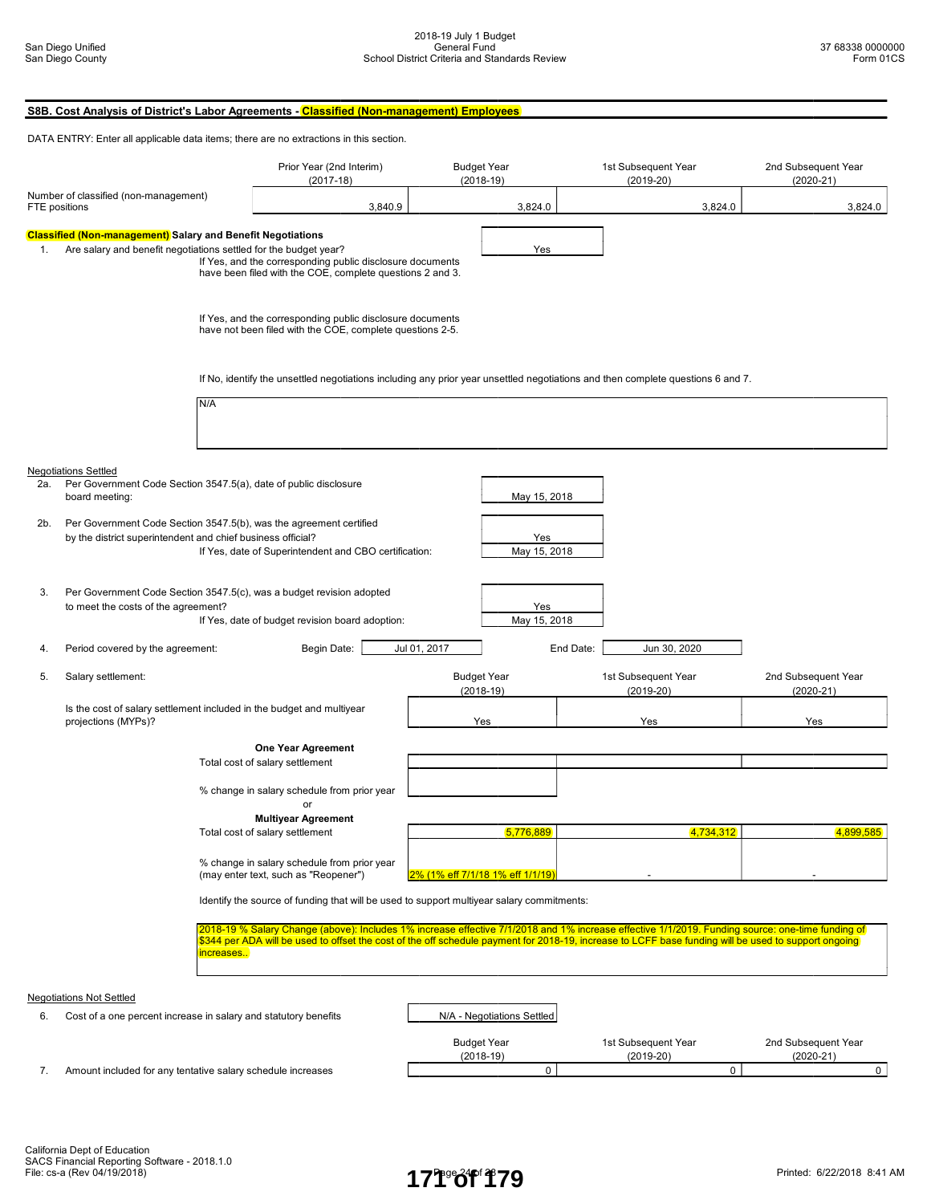## S8B. Cost Analysis of District's Labor Agreements - Classified (Non-management) Employees

DATA ENTRY: Enter all applicable data items; there are no extractions in this section.

| | Prior Year (2nd Interim) (2017-18) | Budget Year (2018-19) | 1st Subsequent Year (2019-20) | 2nd Subsequent Year (2020-21) |
|---|---|---|---|---|
| Number of classified (non-management) FTE positions | 3,840.9 | 3,824.0 | 3,824.0 | 3,824.0 |

### Classified (Non-management) Salary and Benefit Negotiations

1. Are salary and benefit negotiations settled for the budget year? **Yes**

If Yes, and the corresponding public disclosure documents have been filed with the COE, complete questions 2 and 3.

If Yes, and the corresponding public disclosure documents have not been filed with the COE, complete questions 2-5.

If No, identify the unsettled negotiations including any prior year unsettled negotiations and then complete questions 6 and 7.

N/A

#### Negotiations Settled

2a. Per Government Code Section 3547.5(a), date of public disclosure board meeting: **May 15, 2018**

2b. Per Government Code Section 3547.5(b), was the agreement certified by the district superintendent and chief business official? **Yes**

If Yes, date of Superintendent and CBO certification: **May 15, 2018**

3. Per Government Code Section 3547.5(c), was a budget revision adopted to meet the costs of the agreement? **Yes**

If Yes, date of budget revision board adoption: **May 15, 2018**

4. Period covered by the agreement: Begin Date: **Jul 01, 2017** End Date: **Jun 30, 2020**

5. Salary settlement:

| | Budget Year (2018-19) | 1st Subsequent Year (2019-20) | 2nd Subsequent Year (2020-21) |
|---|---|---|---|
| Is the cost of salary settlement included in the budget and multiyear projections (MYPs)? | Yes | Yes | Yes |
| **One Year Agreement** | | | |
| Total cost of salary settlement | | | |
| % change in salary schedule from prior year | | | |
| or | | | |
| **Multiyear Agreement** | | | |
| Total cost of salary settlement | 5,776,889 | 4,734,312 | 4,899,585 |
| % change in salary schedule from prior year (may enter text, such as "Reopener") | 2% (1% eff 7/1/18 1% eff 1/1/19) | - | - |

Identify the source of funding that will be used to support multiyear salary commitments:

2018-19 % Salary Change (above): Includes 1% increase effective 7/1/2018 and 1% increase effective 1/1/2019. Funding source: one-time funding of $344 per ADA will be used to offset the cost of the off schedule payment for 2018-19, increase to LCFF base funding will be used to support ongoing increases..

#### Negotiations Not Settled

6. Cost of a one percent increase in salary and statutory benefits: **N/A - Negotiations Settled**

| | Budget Year (2018-19) | 1st Subsequent Year (2019-20) | 2nd Subsequent Year (2020-21) |
|---|---|---|---|
| 7. Amount included for any tentative salary schedule increases | 0 | 0 | 0 |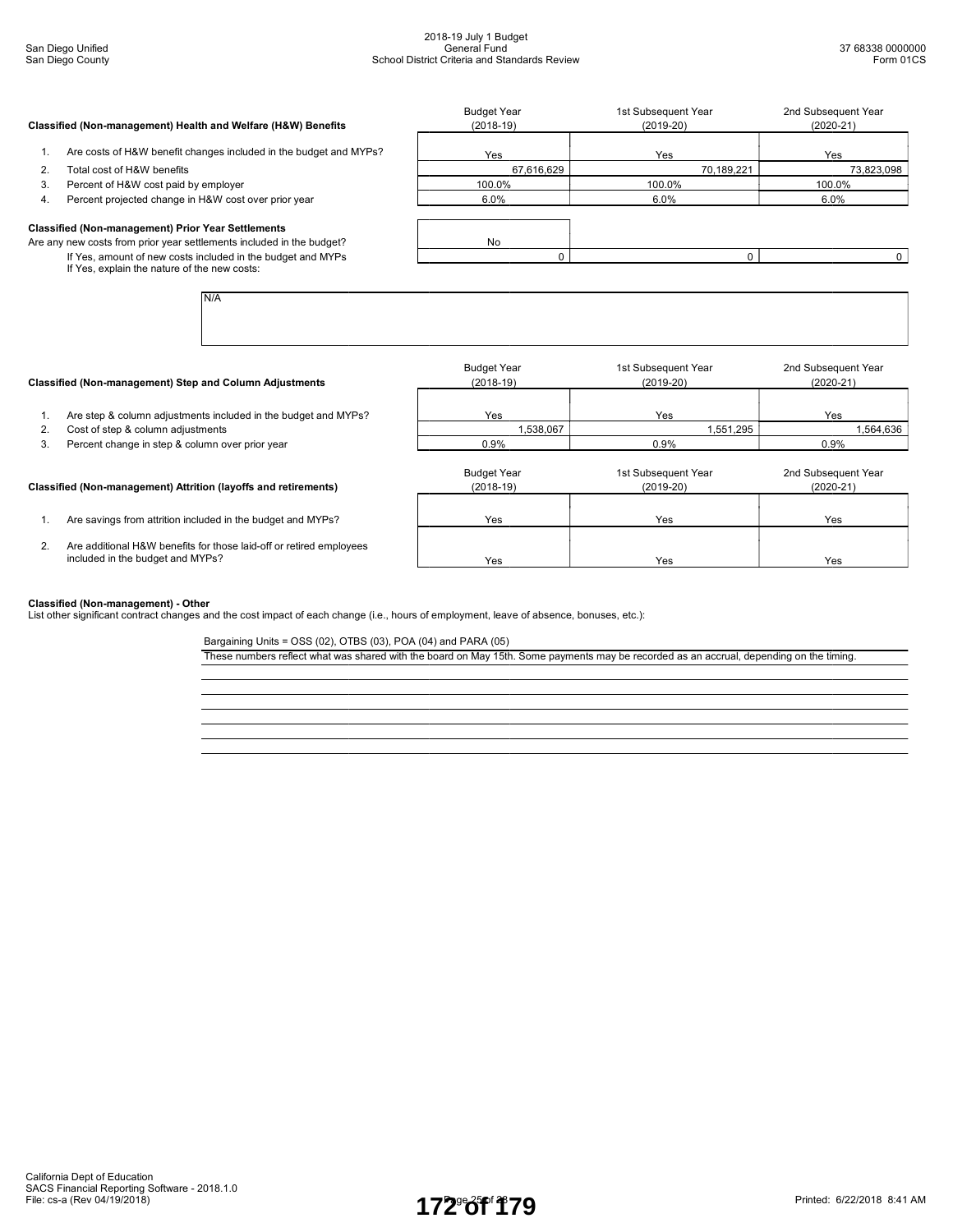### Classified (Non-management) Health and Welfare (H&W) Benefits

| | Budget Year (2018-19) | 1st Subsequent Year (2019-20) | 2nd Subsequent Year (2020-21) |
|---|---|---|---|
| 1. Are costs of H&W benefit changes included in the budget and MYPs? | Yes | Yes | Yes |
| 2. Total cost of H&W benefits | 67,616,629 | 70,189,221 | 73,823,098 |
| 3. Percent of H&W cost paid by employer | 100.0% | 100.0% | 100.0% |
| 4. Percent projected change in H&W cost over prior year | 6.0% | 6.0% | 6.0% |

### Classified (Non-management) Prior Year Settlements

| | Budget Year | 1st Subsequent Year | 2nd Subsequent Year |
|---|---|---|---|
| Are any new costs from prior year settlements included in the budget? | No | | |
| If Yes, amount of new costs included in the budget and MYPs | 0 | 0 | 0 |

If Yes, explain the nature of the new costs:

N/A

### Classified (Non-management) Step and Column Adjustments

| | Budget Year (2018-19) | 1st Subsequent Year (2019-20) | 2nd Subsequent Year (2020-21) |
|---|---|---|---|
| 1. Are step & column adjustments included in the budget and MYPs? | Yes | Yes | Yes |
| 2. Cost of step & column adjustments | 1,538,067 | 1,551,295 | 1,564,636 |
| 3. Percent change in step & column over prior year | 0.9% | 0.9% | 0.9% |

### Classified (Non-management) Attrition (layoffs and retirements)

| | Budget Year (2018-19) | 1st Subsequent Year (2019-20) | 2nd Subsequent Year (2020-21) |
|---|---|---|---|
| 1. Are savings from attrition included in the budget and MYPs? | Yes | Yes | Yes |
| 2. Are additional H&W benefits for those laid-off or retired employees included in the budget and MYPs? | Yes | Yes | Yes |

### Classified (Non-management) - Other

List other significant contract changes and the cost impact of each change (i.e., hours of employment, leave of absence, bonuses, etc.):

Bargaining Units = OSS (02), OTBS (03), POA (04) and PARA (05)

These numbers reflect what was shared with the board on May 15th. Some payments may be recorded as an accrual, depending on the timing.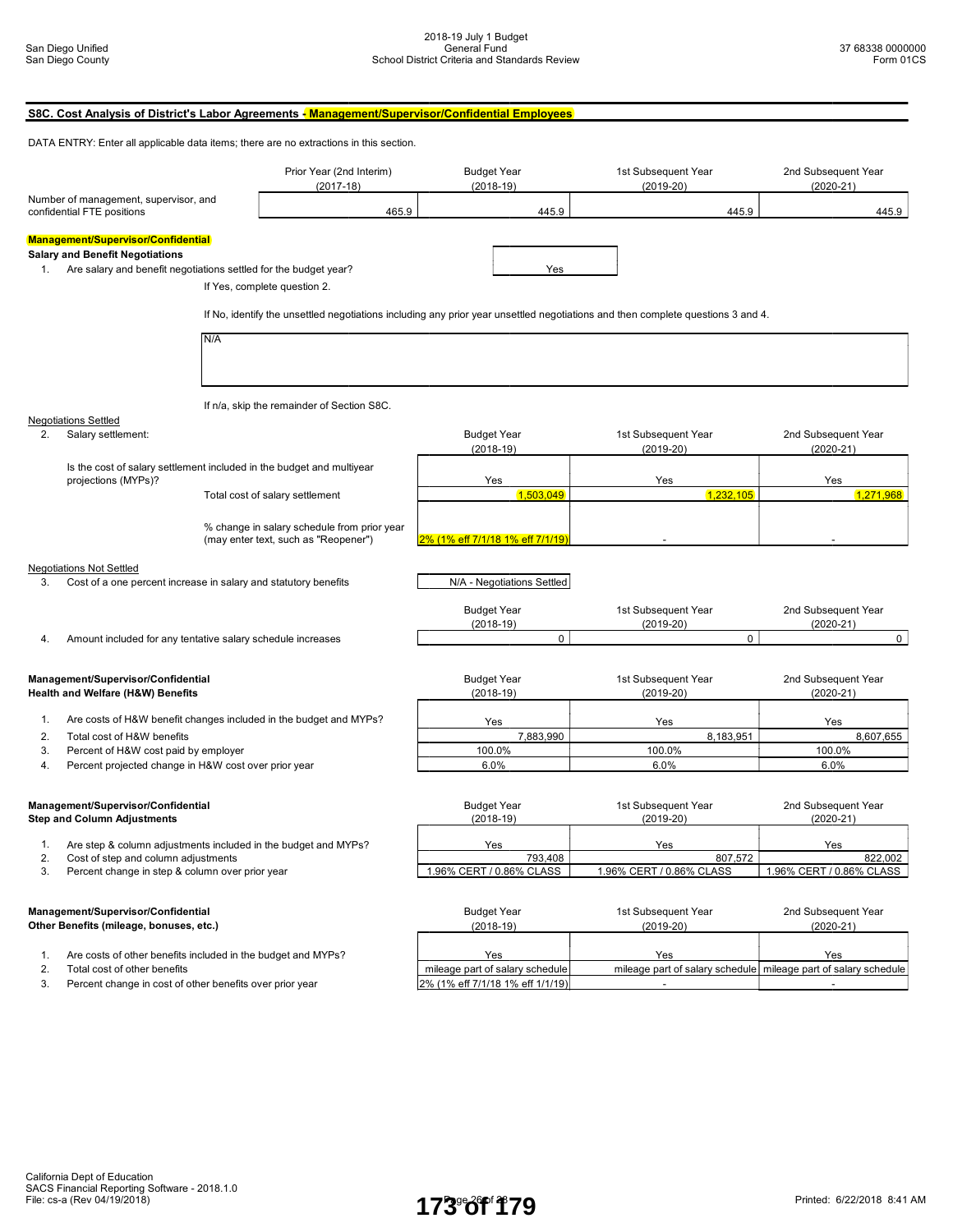## S8C. Cost Analysis of District's Labor Agreements - Management/Supervisor/Confidential Employees

DATA ENTRY: Enter all applicable data items; there are no extractions in this section.

| | Prior Year (2nd Interim) (2017-18) | Budget Year (2018-19) | 1st Subsequent Year (2019-20) | 2nd Subsequent Year (2020-21) |
|---|---|---|---|---|
| Number of management, supervisor, and confidential FTE positions | 465.9 | 445.9 | 445.9 | 445.9 |

**Management/Supervisor/Confidential**
**Salary and Benefit Negotiations**

1. Are salary and benefit negotiations settled for the budget year? Yes

If Yes, complete question 2.

If No, identify the unsettled negotiations including any prior year unsettled negotiations and then complete questions 3 and 4.

N/A

If n/a, skip the remainder of Section S8C.

Negotiations Settled

2. Salary settlement:

| | Budget Year (2018-19) | 1st Subsequent Year (2019-20) | 2nd Subsequent Year (2020-21) |
|---|---|---|---|
| Is the cost of salary settlement included in the budget and multiyear projections (MYPs)? | Yes | Yes | Yes |
| Total cost of salary settlement | 1,503,049 | 1,232,105 | 1,271,968 |
| % change in salary schedule from prior year (may enter text, such as "Reopener") | 2% (1% eff 7/1/18 1% eff 7/1/19) | - | - |

Negotiations Not Settled

3. Cost of a one percent increase in salary and statutory benefits: N/A - Negotiations Settled

| | Budget Year (2018-19) | 1st Subsequent Year (2019-20) | 2nd Subsequent Year (2020-21) |
|---|---|---|---|
| 4. Amount included for any tentative salary schedule increases | 0 | 0 | 0 |

| Management/Supervisor/Confidential Health and Welfare (H&W) Benefits | Budget Year (2018-19) | 1st Subsequent Year (2019-20) | 2nd Subsequent Year (2020-21) |
|---|---|---|---|
| 1. Are costs of H&W benefit changes included in the budget and MYPs? | Yes | Yes | Yes |
| 2. Total cost of H&W benefits | 7,883,990 | 8,183,951 | 8,607,655 |
| 3. Percent of H&W cost paid by employer | 100.0% | 100.0% | 100.0% |
| 4. Percent projected change in H&W cost over prior year | 6.0% | 6.0% | 6.0% |

| Management/Supervisor/Confidential Step and Column Adjustments | Budget Year (2018-19) | 1st Subsequent Year (2019-20) | 2nd Subsequent Year (2020-21) |
|---|---|---|---|
| 1. Are step & column adjustments included in the budget and MYPs? | Yes | Yes | Yes |
| 2. Cost of step and column adjustments | 793,408 | 807,572 | 822,002 |
| 3. Percent change in step & column over prior year | 1.96% CERT / 0.86% CLASS | 1.96% CERT / 0.86% CLASS | 1.96% CERT / 0.86% CLASS |

| Management/Supervisor/Confidential Other Benefits (mileage, bonuses, etc.) | Budget Year (2018-19) | 1st Subsequent Year (2019-20) | 2nd Subsequent Year (2020-21) |
|---|---|---|---|
| 1. Are costs of other benefits included in the budget and MYPs? | Yes | Yes | Yes |
| 2. Total cost of other benefits | mileage part of salary schedule | mileage part of salary schedule | mileage part of salary schedule |
| 3. Percent change in cost of other benefits over prior year | 2% (1% eff 7/1/18 1% eff 1/1/19) | - | - |